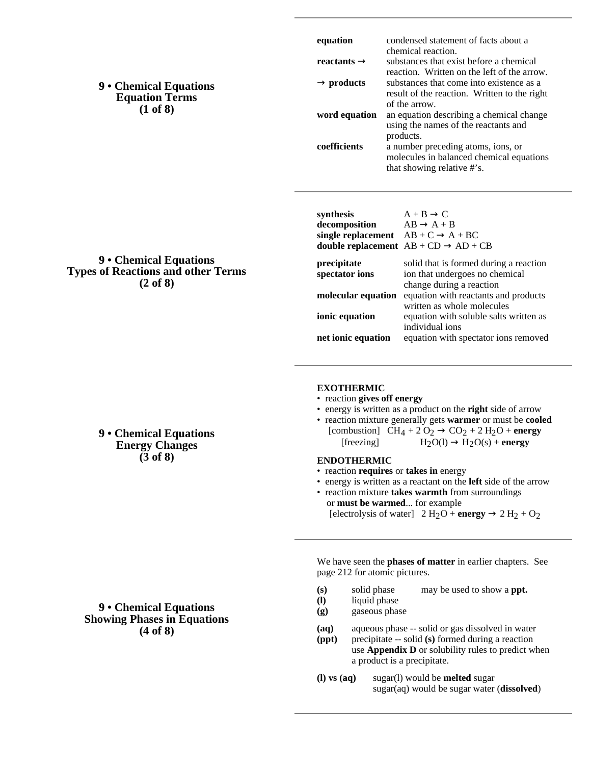## 9 • Chemical Equations
### Equation Terms
### (1 of 8)

| | |
|---|---|
| **equation** | condensed statement of facts about a chemical reaction. |
| **reactants →** | substances that exist before a chemical reaction. Written on the left of the arrow. |
| **→ products** | substances that come into existence as a result of the reaction. Written to the right of the arrow. |
| **word equation** | an equation describing a chemical change using the names of the reactants and products. |
| **coefficients** | a number preceding atoms, ions, or molecules in balanced chemical equations that showing relative #'s. |

## 9 • Chemical Equations
### Types of Reactions and other Terms
### (2 of 8)

| | |
|---|---|
| **synthesis** | A + B → C |
| **decomposition** | AB → A + B |
| **single replacement** | AB + C → A + BC |
| **double replacement** | AB + CD → AD + CB |

| | |
|---|---|
| **precipitate** | solid that is formed during a reaction |
| **spectator ions** | ion that undergoes no chemical change during a reaction |
| **molecular equation** | equation with reactants and products written as whole molecules |
| **ionic equation** | equation with soluble salts written as individual ions |
| **net ionic equation** | equation with spectator ions removed |

## 9 • Chemical Equations
### Energy Changes
### (3 of 8)

**EXOTHERMIC**

- reaction **gives off energy**
- energy is written as a product on the **right** side of arrow
- reaction mixture generally gets **warmer** or must be **cooled**

[combustion] $CH_4 + 2\ O_2 \rightarrow CO_2 + 2\ H_2O$ + **energy**

[freezing] $H_2O(l) \rightarrow H_2O(s)$ + **energy**

**ENDOTHERMIC**

- reaction **requires** or **takes in** energy
- energy is written as a reactant on the **left** side of the arrow
- reaction mixture **takes warmth** from surroundings or **must be warmed**... for example

[electrolysis of water] $2\ H_2O$ + **energy** $\rightarrow 2\ H_2 + O_2$

## 9 • Chemical Equations
### Showing Phases in Equations
### (4 of 8)

We have seen the **phases of matter** in earlier chapters. See page 212 for atomic pictures.

| | | |
|---|---|---|
| **(s)** | solid phase | may be used to show a **ppt.** |
| **(l)** | liquid phase | |
| **(g)** | gaseous phase | |

| | |
|---|---|
| **(aq)** | aqueous phase -- solid or gas dissolved in water |
| **(ppt)** | precipitate -- solid **(s)** formed during a reaction use **Appendix D** or solubility rules to predict when a product is a precipitate. |

| | |
|---|---|
| **(l) vs (aq)** | sugar(l) would be **melted** sugar<br>sugar(aq) would be sugar water (**dissolved**) |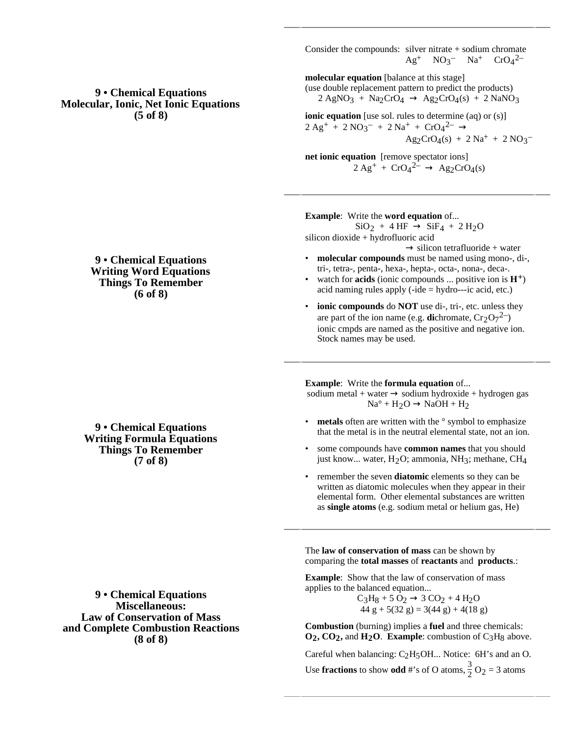## 9 • Chemical Equations
## Molecular, Ionic, Net Ionic Equations
## (5 of 8)

Consider the compounds: silver nitrate + sodium chromate
$Ag^+$ $NO_3^-$ $Na^+$ $CrO_4^{2-}$

**molecular equation** [balance at this stage]
(use double replacement pattern to predict the products)

$$2\ AgNO_3 + Na_2CrO_4 \rightarrow Ag_2CrO_4(s) + 2\ NaNO_3$$

**ionic equation** [use sol. rules to determine (aq) or (s)]

$$2\ Ag^+ + 2\ NO_3^- + 2\ Na^+ + CrO_4^{2-} \rightarrow Ag_2CrO_4(s) + 2\ Na^+ + 2\ NO_3^-$$

**net ionic equation** [remove spectator ions]

$$2\ Ag^+ + CrO_4^{2-} \rightarrow Ag_2CrO_4(s)$$

## 9 • Chemical Equations
## Writing Word Equations
## Things To Remember
## (6 of 8)

**Example**: Write the **word equation** of...

$$SiO_2 + 4\ HF \rightarrow SiF_4 + 2\ H_2O$$

silicon dioxide + hydrofluoric acid
→ silicon tetrafluoride + water

- **molecular compounds** must be named using mono-, di-, tri-, tetra-, penta-, hexa-, hepta-, octa-, nona-, deca-.
- watch for **acids** (ionic compounds ... positive ion is $\mathbf{H^+}$) acid naming rules apply (-ide = hydro---ic acid, etc.)
- **ionic compounds** do **NOT** use di-, tri-, etc. unless they are part of the ion name (e.g. **di**chromate, $Cr_2O_7^{2-}$) ionic cmpds are named as the positive and negative ion. Stock names may be used.

## 9 • Chemical Equations
## Writing Formula Equations
## Things To Remember
## (7 of 8)

**Example**: Write the **formula equation** of...
sodium metal + water → sodium hydroxide + hydrogen gas

$$Na^\circ + H_2O \rightarrow NaOH + H_2$$

- **metals** often are written with the ° symbol to emphasize that the metal is in the neutral elemental state, not an ion.
- some compounds have **common names** that you should just know... water, $H_2O$; ammonia, $NH_3$; methane, $CH_4$
- remember the seven **diatomic** elements so they can be written as diatomic molecules when they appear in their elemental form. Other elemental substances are written as **single atoms** (e.g. sodium metal or helium gas, He)

## 9 • Chemical Equations
## Miscellaneous:
## Law of Conservation of Mass
## and Complete Combustion Reactions
## (8 of 8)

The **law of conservation of mass** can be shown by comparing the **total masses** of **reactants** and **products**.:

**Example**: Show that the law of conservation of mass applies to the balanced equation...

$$C_3H_8 + 5\ O_2 \rightarrow 3\ CO_2 + 4\ H_2O$$
$$44\text{ g} + 5(32\text{ g}) = 3(44\text{ g}) + 4(18\text{ g})$$

**Combustion** (burning) implies a **fuel** and three chemicals: $\mathbf{O_2}$, $\mathbf{CO_2}$, and $\mathbf{H_2O}$. **Example**: combustion of $C_3H_8$ above.

Careful when balancing: $C_2H_5OH$... Notice: 6H's and an O.

Use **fractions** to show **odd** #'s of O atoms, $\frac{3}{2}\ O_2$ = 3 atoms